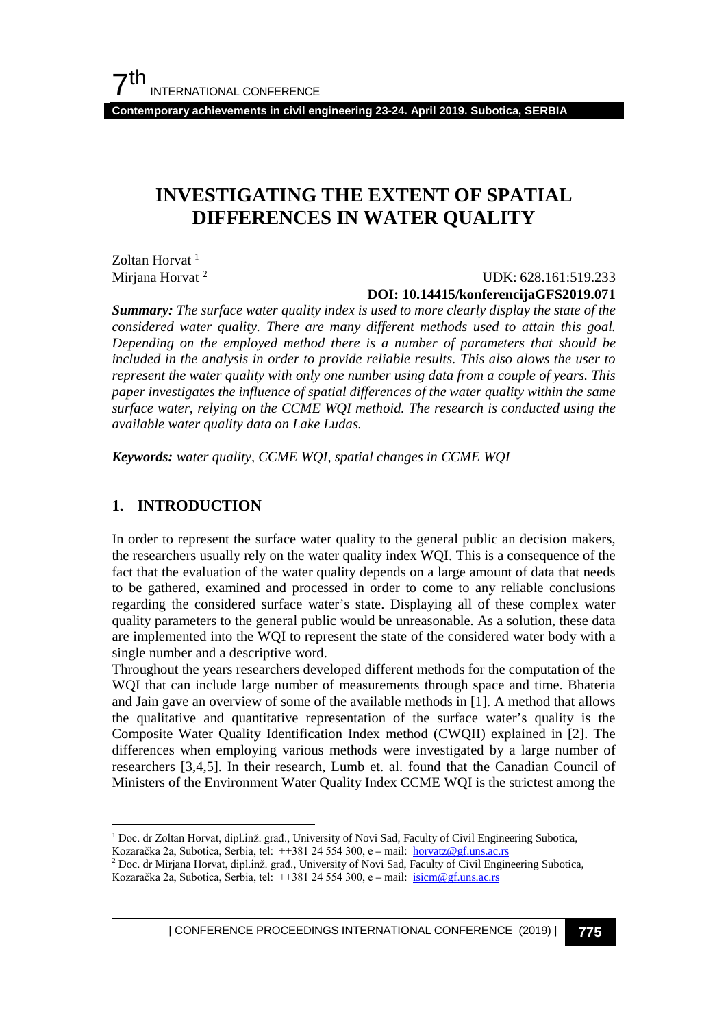# INVESTIGATING THE EXTENT OF SPATIAL DIFFERENCES IN WATER QUALITY

Zoltan Horvat [1]
Mirjana Horvat [2]

UDK: 628.161:519.233
**DOI: 10.14415/konferencijaGFS2019.071**

***Summary:*** *The surface water quality index is used to more clearly display the state of the considered water quality. There are many different methods used to attain this goal. Depending on the employed method there is a number of parameters that should be included in the analysis in order to provide reliable results. This also alows the user to represent the water quality with only one number using data from a couple of years. This paper investigates the influence of spatial differences of the water quality within the same surface water, relying on the CCME WQI metiod. The research is conducted using the available water quality data on Lake Ludas.*

***Keywords:*** *water quality, CCME WQI, spatial changes in CCME WQI*

## 1. INTRODUCTION

In order to represent the surface water quality to the general public an decision makers, the researchers usually rely on the water quality index WQI. This is a consequence of the fact that the evaluation of the water quality depends on a large amount of data that needs to be gathered, examined and processed in order to come to any reliable conclusions regarding the considered surface water's state. Displaying all of these complex water quality parameters to the general public would be unreasonable. As a solution, these data are implemented into the WQI to represent the state of the considered water body with a single number and a descriptive word.

Throughout the years researchers developed different methods for the computation of the WQI that can include large number of measurements through space and time. Bhateria and Jain gave an overview of some of the available methods in [1]. A method that allows the qualitative and quantitative representation of the surface water's quality is the Composite Water Quality Identification Index method (CWQII) explained in [2]. The differences when employing various methods were investigated by a large number of researchers [3,4,5]. In their research, Lumb et. al. found that the Canadian Council of Ministers of the Environment Water Quality Index CCME WQI is the strictest among the

---

[1] Doc. dr Zoltan Horvat, dipl.inž. građ., University of Novi Sad, Faculty of Civil Engineering Subotica, Kozaračka 2a, Subotica, Serbia, tel: ++381 24 554 300, e – mail: horvatz@gf.uns.ac.rs

[2] Doc. dr Mirjana Horvat, dipl.inž. građ., University of Novi Sad, Faculty of Civil Engineering Subotica, Kozaračka 2a, Subotica, Serbia, tel: ++381 24 554 300, e – mail: isicm@gf.uns.ac.rs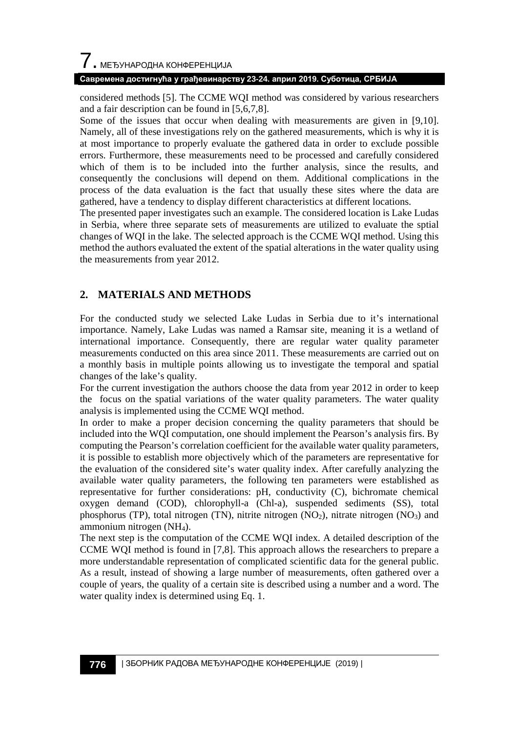considered methods [5]. The CCME WQI method was considered by various researchers and a fair description can be found in [5,6,7,8].

Some of the issues that occur when dealing with measurements are given in [9,10]. Namely, all of these investigations rely on the gathered measurements, which is why it is at most importance to properly evaluate the gathered data in order to exclude possible errors. Furthermore, these measurements need to be processed and carefully considered which of them is to be included into the further analysis, since the results, and consequently the conclusions will depend on them. Additional complications in the process of the data evaluation is the fact that usually these sites where the data are gathered, have a tendency to display different characteristics at different locations.

The presented paper investigates such an example. The considered location is Lake Ludas in Serbia, where three separate sets of measurements are utilized to evaluate the sptial changes of WQI in the lake. The selected approach is the CCME WQI method. Using this method the authors evaluated the extent of the spatial alterations in the water quality using the measurements from year 2012.

## 2. MATERIALS AND METHODS

For the conducted study we selected Lake Ludas in Serbia due to it's international importance. Namely, Lake Ludas was named a Ramsar site, meaning it is a wetland of international importance. Consequently, there are regular water quality parameter measurements conducted on this area since 2011. These measurements are carried out on a monthly basis in multiple points allowing us to investigate the temporal and spatial changes of the lake's quality.

For the current investigation the authors choose the data from year 2012 in order to keep the focus on the spatial variations of the water quality parameters. The water quality analysis is implemented using the CCME WQI method.

In order to make a proper decision concerning the quality parameters that should be included into the WQI computation, one should implement the Pearson's analysis firs. By computing the Pearson's correlation coefficient for the available water quality parameters, it is possible to establish more objectively which of the parameters are representative for the evaluation of the considered site's water quality index. After carefully analyzing the available water quality parameters, the following ten parameters were established as representative for further considerations: pH, conductivity (C), bichromate chemical oxygen demand (COD), chlorophyll-a (Chl-a), suspended sediments (SS), total phosphorus (TP), total nitrogen (TN), nitrite nitrogen ($NO_2$), nitrate nitrogen ($NO_3$) and ammonium nitrogen ($NH_4$).

The next step is the computation of the CCME WQI index. A detailed description of the CCME WQI method is found in [7,8]. This approach allows the researchers to prepare a more understandable representation of complicated scientific data for the general public. As a result, instead of showing a large number of measurements, often gathered over a couple of years, the quality of a certain site is described using a number and a word. The water quality index is determined using Eq. 1.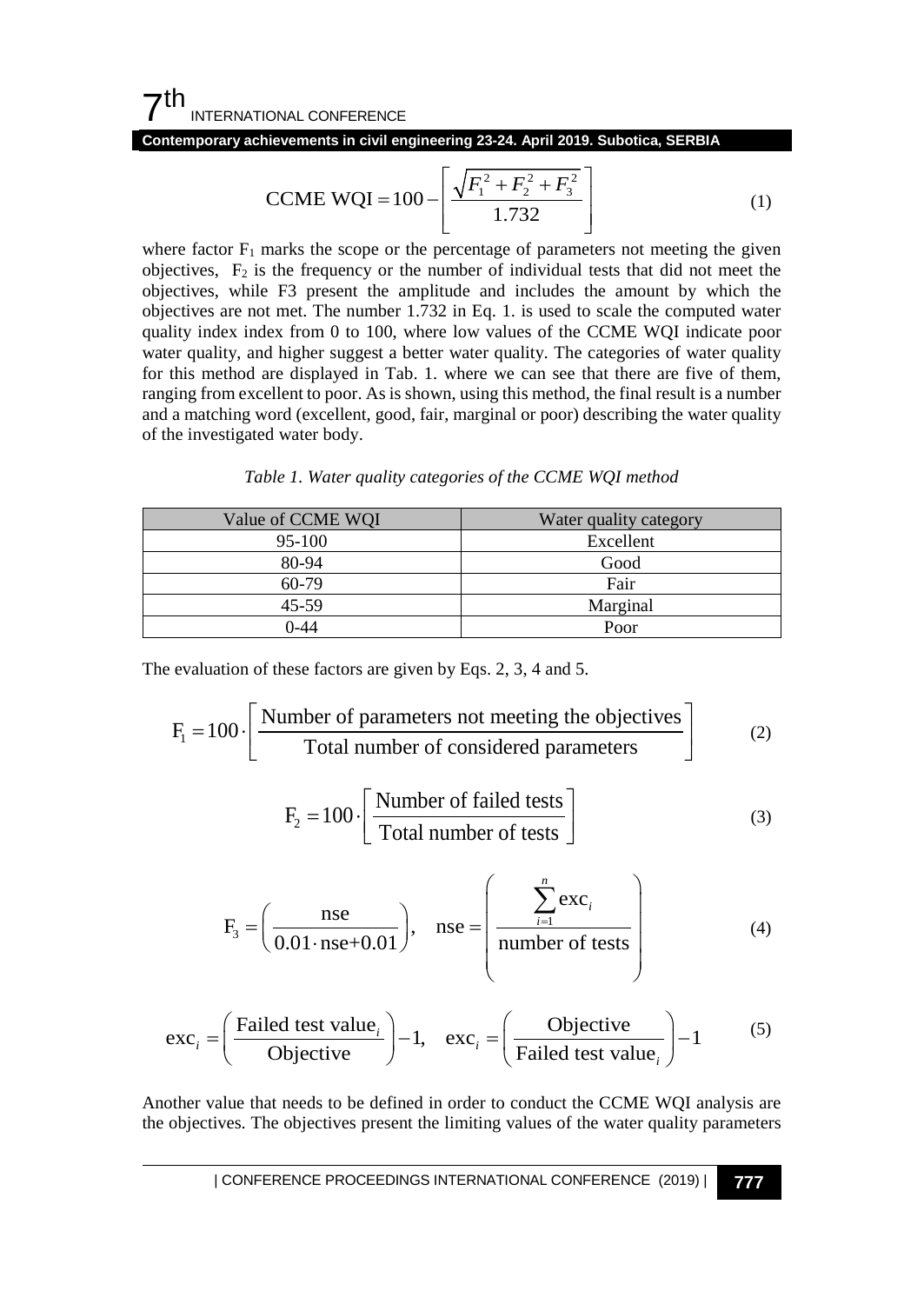$$\text{CCME WQI} = 100 - \left[ \frac{\sqrt{F_1^2 + F_2^2 + F_3^2}}{1.732} \right] \tag{1}$$

where factor $F_1$ marks the scope or the percentage of parameters not meeting the given objectives, $F_2$ is the frequency or the number of individual tests that did not meet the objectives, while F3 present the amplitude and includes the amount by which the objectives are not met. The number 1.732 in Eq. 1. is used to scale the computed water quality index index from 0 to 100, where low values of the CCME WQI indicate poor water quality, and higher suggest a better water quality. The categories of water quality for this method are displayed in Tab. 1. where we can see that there are five of them, ranging from excellent to poor. As is shown, using this method, the final result is a number and a matching word (excellent, good, fair, marginal or poor) describing the water quality of the investigated water body.

*Table 1. Water quality categories of the CCME WQI method*

| Value of CCME WQI | Water quality category |
|---|---|
| 95-100 | Excellent |
| 80-94 | Good |
| 60-79 | Fair |
| 45-59 | Marginal |
| 0-44 | Poor |

The evaluation of these factors are given by Eqs. 2, 3, 4 and 5.

$$F_1 = 100 \cdot \left[ \frac{\text{Number of parameters not meeting the objectives}}{\text{Total number of considered parameters}} \right] \tag{2}$$

$$F_2 = 100 \cdot \left[ \frac{\text{Number of failed tests}}{\text{Total number of tests}} \right] \tag{3}$$

$$F_3 = \left( \frac{\text{nse}}{0.01 \cdot \text{nse} + 0.01} \right), \quad \text{nse} = \left( \frac{\sum_{i=1}^{n} \text{exc}_i}{\text{number of tests}} \right) \tag{4}$$

$$\text{exc}_i = \left( \frac{\text{Failed test value}_i}{\text{Objective}} \right) - 1, \quad \text{exc}_i = \left( \frac{\text{Objective}}{\text{Failed test value}_i} \right) - 1 \tag{5}$$

Another value that needs to be defined in order to conduct the CCME WQI analysis are the objectives. The objectives present the limiting values of the water quality parameters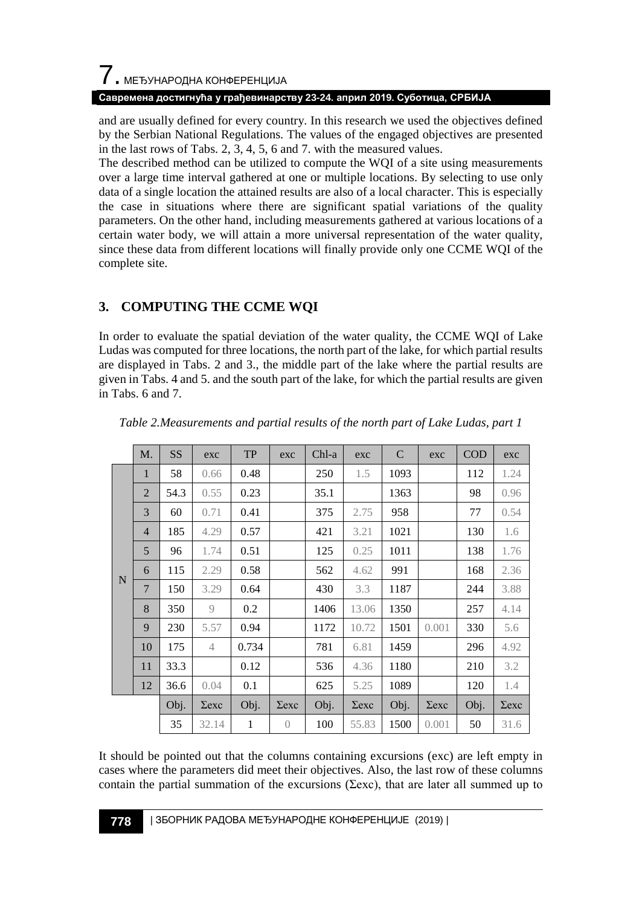and are usually defined for every country. In this research we used the objectives defined by the Serbian National Regulations. The values of the engaged objectives are presented in the last rows of Tabs. 2, 3, 4, 5, 6 and 7. with the measured values.

The described method can be utilized to compute the WQI of a site using measurements over a large time interval gathered at one or multiple locations. By selecting to use only data of a single location the attained results are also of a local character. This is especially the case in situations where there are significant spatial variations of the quality parameters. On the other hand, including measurements gathered at various locations of a certain water body, we will attain a more universal representation of the water quality, since these data from different locations will finally provide only one CCME WQI of the complete site.

## 3. COMPUTING THE CCME WQI

In order to evaluate the spatial deviation of the water quality, the CCME WQI of Lake Ludas was computed for three locations, the north part of the lake, for which partial results are displayed in Tabs. 2 and 3., the middle part of the lake where the partial results are given in Tabs. 4 and 5. and the south part of the lake, for which the partial results are given in Tabs. 6 and 7.

*Table 2.Measurements and partial results of the north part of Lake Ludas, part 1*

| | M. | SS | exc | TP | exc | Chl-a | exc | C | exc | COD | exc |
|---|---|---|---|---|---|---|---|---|---|---|---|
| N | 1 | 58 | 0.66 | 0.48 | | 250 | 1.5 | 1093 | | 112 | 1.24 |
| | 2 | 54.3 | 0.55 | 0.23 | | 35.1 | | 1363 | | 98 | 0.96 |
| | 3 | 60 | 0.71 | 0.41 | | 375 | 2.75 | 958 | | 77 | 0.54 |
| | 4 | 185 | 4.29 | 0.57 | | 421 | 3.21 | 1021 | | 130 | 1.6 |
| | 5 | 96 | 1.74 | 0.51 | | 125 | 0.25 | 1011 | | 138 | 1.76 |
| | 6 | 115 | 2.29 | 0.58 | | 562 | 4.62 | 991 | | 168 | 2.36 |
| | 7 | 150 | 3.29 | 0.64 | | 430 | 3.3 | 1187 | | 244 | 3.88 |
| | 8 | 350 | 9 | 0.2 | | 1406 | 13.06 | 1350 | | 257 | 4.14 |
| | 9 | 230 | 5.57 | 0.94 | | 1172 | 10.72 | 1501 | 0.001 | 330 | 5.6 |
| | 10 | 175 | 4 | 0.734 | | 781 | 6.81 | 1459 | | 296 | 4.92 |
| | 11 | 33.3 | | 0.12 | | 536 | 4.36 | 1180 | | 210 | 3.2 |
| | 12 | 36.6 | 0.04 | 0.1 | | 625 | 5.25 | 1089 | | 120 | 1.4 |
| | | Obj. | Σexc | Obj. | Σexc | Obj. | Σexc | Obj. | Σexc | Obj. | Σexc |
| | | 35 | 32.14 | 1 | 0 | 100 | 55.83 | 1500 | 0.001 | 50 | 31.6 |

It should be pointed out that the columns containing excursions (exc) are left empty in cases where the parameters did meet their objectives. Also, the last row of these columns contain the partial summation of the excursions (Σexc), that are later all summed up to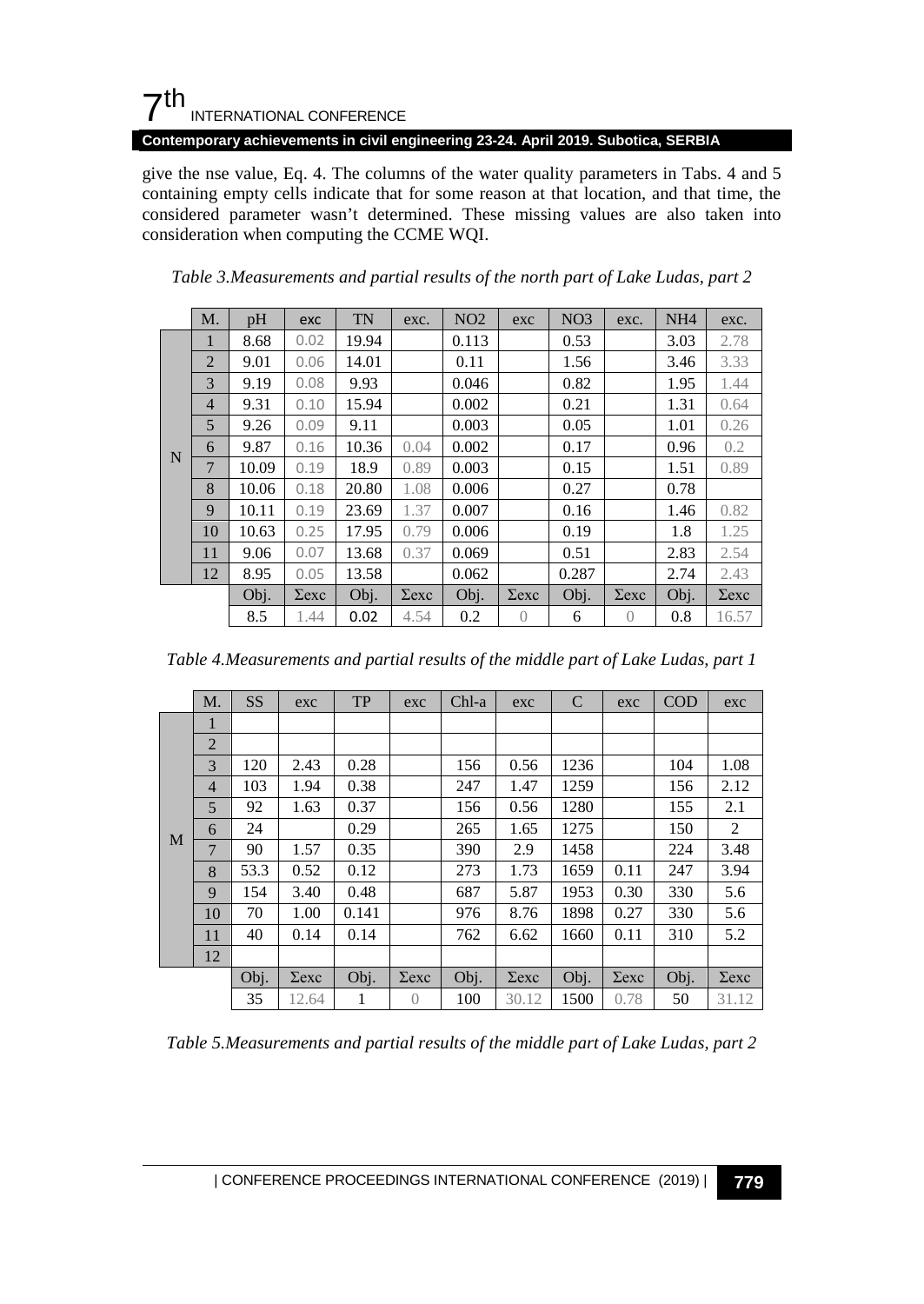give the nse value, Eq. 4. The columns of the water quality parameters in Tabs. 4 and 5 containing empty cells indicate that for some reason at that location, and that time, the considered parameter wasn't determined. These missing values are also taken into consideration when computing the CCME WQI.

*Table 3.Measurements and partial results of the north part of Lake Ludas, part 2*

| | M. | pH | exc | TN | exc. | NO2 | exc | NO3 | exc. | NH4 | exc. |
|---|---|---|---|---|---|---|---|---|---|---|---|
| N | 1 | 8.68 | 0.02 | 19.94 | | 0.113 | | 0.53 | | 3.03 | 2.78 |
| | 2 | 9.01 | 0.06 | 14.01 | | 0.11 | | 1.56 | | 3.46 | 3.33 |
| | 3 | 9.19 | 0.08 | 9.93 | | 0.046 | | 0.82 | | 1.95 | 1.44 |
| | 4 | 9.31 | 0.10 | 15.94 | | 0.002 | | 0.21 | | 1.31 | 0.64 |
| | 5 | 9.26 | 0.09 | 9.11 | | 0.003 | | 0.05 | | 1.01 | 0.26 |
| | 6 | 9.87 | 0.16 | 10.36 | 0.04 | 0.002 | | 0.17 | | 0.96 | 0.2 |
| | 7 | 10.09 | 0.19 | 18.9 | 0.89 | 0.003 | | 0.15 | | 1.51 | 0.89 |
| | 8 | 10.06 | 0.18 | 20.80 | 1.08 | 0.006 | | 0.27 | | 0.78 | |
| | 9 | 10.11 | 0.19 | 23.69 | 1.37 | 0.007 | | 0.16 | | 1.46 | 0.82 |
| | 10 | 10.63 | 0.25 | 17.95 | 0.79 | 0.006 | | 0.19 | | 1.8 | 1.25 |
| | 11 | 9.06 | 0.07 | 13.68 | 0.37 | 0.069 | | 0.51 | | 2.83 | 2.54 |
| | 12 | 8.95 | 0.05 | 13.58 | | 0.062 | | 0.287 | | 2.74 | 2.43 |
| | | Obj. | Σexc | Obj. | Σexc | Obj. | Σexc | Obj. | Σexc | Obj. | Σexc |
| | | 8.5 | 1.44 | 0.02 | 4.54 | 0.2 | 0 | 6 | 0 | 0.8 | 16.57 |

*Table 4.Measurements and partial results of the middle part of Lake Ludas, part 1*

| | M. | SS | exc | TP | exc | Chl-a | exc | C | exc | COD | exc |
|---|---|---|---|---|---|---|---|---|---|---|---|
| M | 1 | | | | | | | | | | |
| | 2 | | | | | | | | | | |
| | 3 | 120 | 2.43 | 0.28 | | 156 | 0.56 | 1236 | | 104 | 1.08 |
| | 4 | 103 | 1.94 | 0.38 | | 247 | 1.47 | 1259 | | 156 | 2.12 |
| | 5 | 92 | 1.63 | 0.37 | | 156 | 0.56 | 1280 | | 155 | 2.1 |
| | 6 | 24 | | 0.29 | | 265 | 1.65 | 1275 | | 150 | 2 |
| | 7 | 90 | 1.57 | 0.35 | | 390 | 2.9 | 1458 | | 224 | 3.48 |
| | 8 | 53.3 | 0.52 | 0.12 | | 273 | 1.73 | 1659 | 0.11 | 247 | 3.94 |
| | 9 | 154 | 3.40 | 0.48 | | 687 | 5.87 | 1953 | 0.30 | 330 | 5.6 |
| | 10 | 70 | 1.00 | 0.141 | | 976 | 8.76 | 1898 | 0.27 | 330 | 5.6 |
| | 11 | 40 | 0.14 | 0.14 | | 762 | 6.62 | 1660 | 0.11 | 310 | 5.2 |
| | 12 | | | | | | | | | | |
| | | Obj. | Σexc | Obj. | Σexc | Obj. | Σexc | Obj. | Σexc | Obj. | Σexc |
| | | 35 | 12.64 | 1 | 0 | 100 | 30.12 | 1500 | 0.78 | 50 | 31.12 |

*Table 5.Measurements and partial results of the middle part of Lake Ludas, part 2*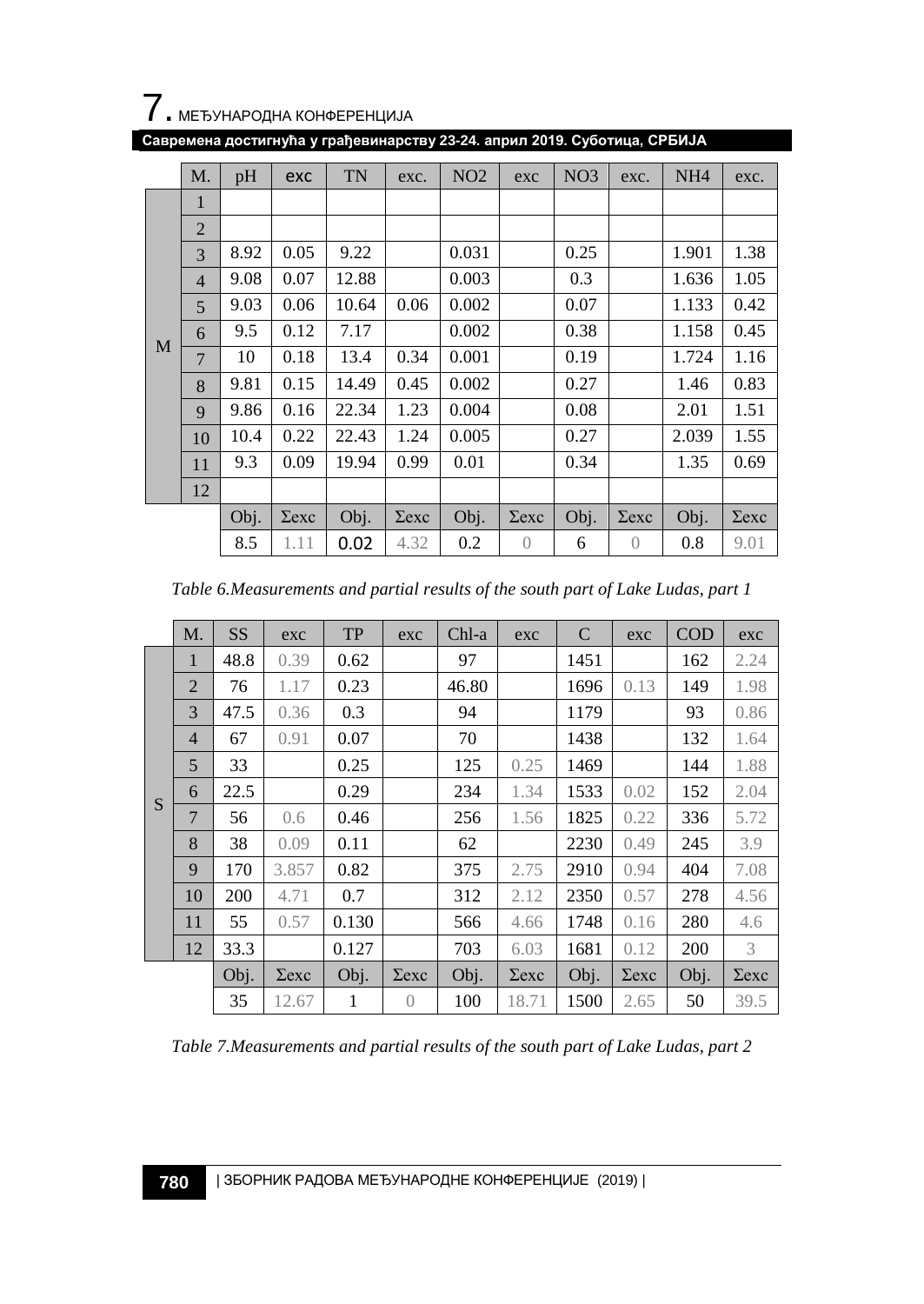|  | M. | pH | exc | TN | exc. | NO2 | exc | NO3 | exc. | NH4 | exc. |
|---|---|---|---|---|---|---|---|---|---|---|---|
| M | 1 |  |  |  |  |  |  |  |  |  |  |
|  | 2 |  |  |  |  |  |  |  |  |  |  |
|  | 3 | 8.92 | 0.05 | 9.22 |  | 0.031 |  | 0.25 |  | 1.901 | 1.38 |
|  | 4 | 9.08 | 0.07 | 12.88 |  | 0.003 |  | 0.3 |  | 1.636 | 1.05 |
|  | 5 | 9.03 | 0.06 | 10.64 | 0.06 | 0.002 |  | 0.07 |  | 1.133 | 0.42 |
|  | 6 | 9.5 | 0.12 | 7.17 |  | 0.002 |  | 0.38 |  | 1.158 | 0.45 |
|  | 7 | 10 | 0.18 | 13.4 | 0.34 | 0.001 |  | 0.19 |  | 1.724 | 1.16 |
|  | 8 | 9.81 | 0.15 | 14.49 | 0.45 | 0.002 |  | 0.27 |  | 1.46 | 0.83 |
|  | 9 | 9.86 | 0.16 | 22.34 | 1.23 | 0.004 |  | 0.08 |  | 2.01 | 1.51 |
|  | 10 | 10.4 | 0.22 | 22.43 | 1.24 | 0.005 |  | 0.27 |  | 2.039 | 1.55 |
|  | 11 | 9.3 | 0.09 | 19.94 | 0.99 | 0.01 |  | 0.34 |  | 1.35 | 0.69 |
|  | 12 |  |  |  |  |  |  |  |  |  |  |
|  |  | Obj. | Σexc | Obj. | Σexc | Obj. | Σexc | Obj. | Σexc | Obj. | Σexc |
|  |  | 8.5 | 1.11 | 0.02 | 4.32 | 0.2 | 0 | 6 | 0 | 0.8 | 9.01 |

*Table 6.Measurements and partial results of the south part of Lake Ludas, part 1*

|  | M. | SS | exc | TP | exc | Chl-a | exc | C | exc | COD | exc |
|---|---|---|---|---|---|---|---|---|---|---|---|
| S | 1 | 48.8 | 0.39 | 0.62 |  | 97 |  | 1451 |  | 162 | 2.24 |
|  | 2 | 76 | 1.17 | 0.23 |  | 46.80 |  | 1696 | 0.13 | 149 | 1.98 |
|  | 3 | 47.5 | 0.36 | 0.3 |  | 94 |  | 1179 |  | 93 | 0.86 |
|  | 4 | 67 | 0.91 | 0.07 |  | 70 |  | 1438 |  | 132 | 1.64 |
|  | 5 | 33 |  | 0.25 |  | 125 | 0.25 | 1469 |  | 144 | 1.88 |
|  | 6 | 22.5 |  | 0.29 |  | 234 | 1.34 | 1533 | 0.02 | 152 | 2.04 |
|  | 7 | 56 | 0.6 | 0.46 |  | 256 | 1.56 | 1825 | 0.22 | 336 | 5.72 |
|  | 8 | 38 | 0.09 | 0.11 |  | 62 |  | 2230 | 0.49 | 245 | 3.9 |
|  | 9 | 170 | 3.857 | 0.82 |  | 375 | 2.75 | 2910 | 0.94 | 404 | 7.08 |
|  | 10 | 200 | 4.71 | 0.7 |  | 312 | 2.12 | 2350 | 0.57 | 278 | 4.56 |
|  | 11 | 55 | 0.57 | 0.130 |  | 566 | 4.66 | 1748 | 0.16 | 280 | 4.6 |
|  | 12 | 33.3 |  | 0.127 |  | 703 | 6.03 | 1681 | 0.12 | 200 | 3 |
|  |  | Obj. | Σexc | Obj. | Σexc | Obj. | Σexc | Obj. | Σexc | Obj. | Σexc |
|  |  | 35 | 12.67 | 1 | 0 | 100 | 18.71 | 1500 | 2.65 | 50 | 39.5 |

*Table 7.Measurements and partial results of the south part of Lake Ludas, part 2*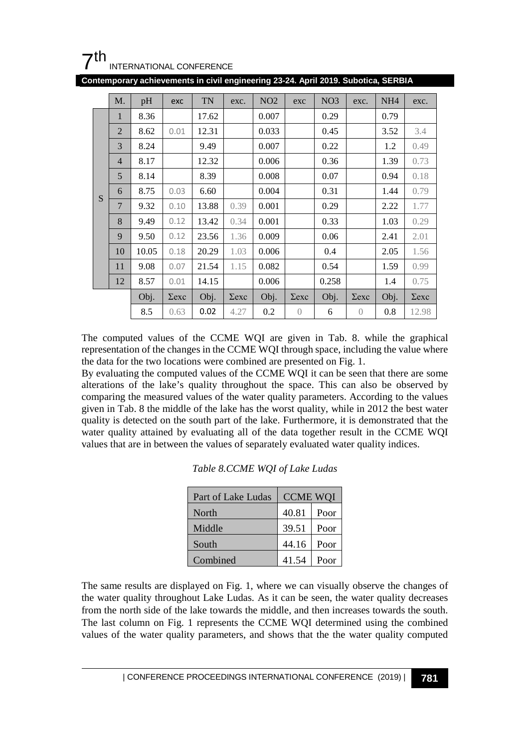| | M. | pH | exc | TN | exc. | NO2 | exc | NO3 | exc. | NH4 | exc. |
|---|---|---|---|---|---|---|---|---|---|---|---|
| S | 1 | 8.36 | | 17.62 | | 0.007 | | 0.29 | | 0.79 | |
| | 2 | 8.62 | 0.01 | 12.31 | | 0.033 | | 0.45 | | 3.52 | 3.4 |
| | 3 | 8.24 | | 9.49 | | 0.007 | | 0.22 | | 1.2 | 0.49 |
| | 4 | 8.17 | | 12.32 | | 0.006 | | 0.36 | | 1.39 | 0.73 |
| | 5 | 8.14 | | 8.39 | | 0.008 | | 0.07 | | 0.94 | 0.18 |
| | 6 | 8.75 | 0.03 | 6.60 | | 0.004 | | 0.31 | | 1.44 | 0.79 |
| | 7 | 9.32 | 0.10 | 13.88 | 0.39 | 0.001 | | 0.29 | | 2.22 | 1.77 |
| | 8 | 9.49 | 0.12 | 13.42 | 0.34 | 0.001 | | 0.33 | | 1.03 | 0.29 |
| | 9 | 9.50 | 0.12 | 23.56 | 1.36 | 0.009 | | 0.06 | | 2.41 | 2.01 |
| | 10 | 10.05 | 0.18 | 20.29 | 1.03 | 0.006 | | 0.4 | | 2.05 | 1.56 |
| | 11 | 9.08 | 0.07 | 21.54 | 1.15 | 0.082 | | 0.54 | | 1.59 | 0.99 |
| | 12 | 8.57 | 0.01 | 14.15 | | 0.006 | | 0.258 | | 1.4 | 0.75 |
| | | Obj. | Σexc | Obj. | Σexc | Obj. | Σexc | Obj. | Σexc | Obj. | Σexc |
| | | 8.5 | 0.63 | 0.02 | 4.27 | 0.2 | 0 | 6 | 0 | 0.8 | 12.98 |

The computed values of the CCME WQI are given in Tab. 8. while the graphical representation of the changes in the CCME WQI through space, including the value where the data for the two locations were combined are presented on Fig. 1.

By evaluating the computed values of the CCME WQI it can be seen that there are some alterations of the lake's quality throughout the space. This can also be observed by comparing the measured values of the water quality parameters. According to the values given in Tab. 8 the middle of the lake has the worst quality, while in 2012 the best water quality is detected on the south part of the lake. Furthermore, it is demonstrated that the water quality attained by evaluating all of the data together result in the CCME WQI values that are in between the values of separately evaluated water quality indices.

*Table 8.CCME WQI of Lake Ludas*

| Part of Lake Ludas | CCME WQI | |
|---|---|---|
| North | 40.81 | Poor |
| Middle | 39.51 | Poor |
| South | 44.16 | Poor |
| Combined | 41.54 | Poor |

The same results are displayed on Fig. 1, where we can visually observe the changes of the water quality throughout Lake Ludas. As it can be seen, the water quality decreases from the north side of the lake towards the middle, and then increases towards the south. The last column on Fig. 1 represents the CCME WQI determined using the combined values of the water quality parameters, and shows that the the water quality computed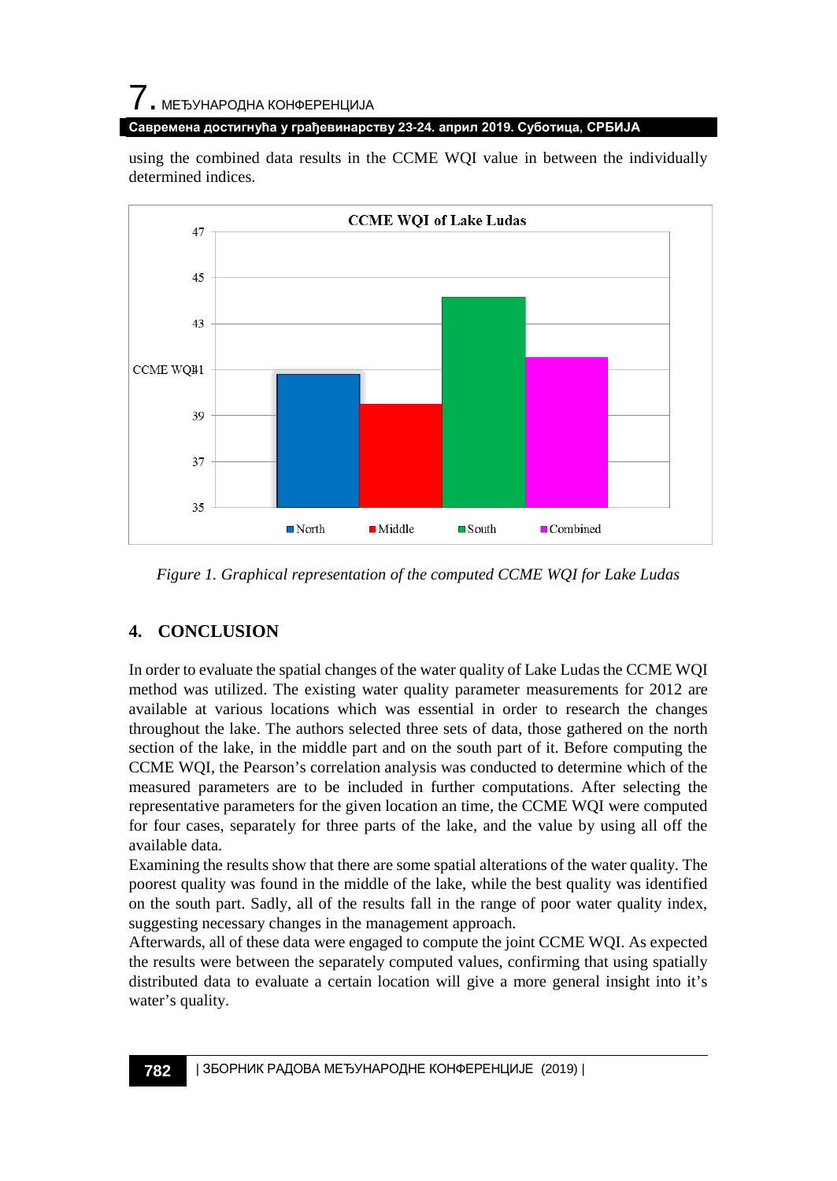using the combined data results in the CCME WQI value in between the individually determined indices.

*Figure 1. Graphical representation of the computed CCME WQI for Lake Ludas*

## 4. CONCLUSION

In order to evaluate the spatial changes of the water quality of Lake Ludas the CCME WQI method was utilized. The existing water quality parameter measurements for 2012 are available at various locations which was essential in order to research the changes throughout the lake. The authors selected three sets of data, those gathered on the north section of the lake, in the middle part and on the south part of it. Before computing the CCME WQI, the Pearson's correlation analysis was conducted to determine which of the measured parameters are to be included in further computations. After selecting the representative parameters for the given location an time, the CCME WQI were computed for four cases, separately for three parts of the lake, and the value by using all off the available data.

Examining the results show that there are some spatial alterations of the water quality. The poorest quality was found in the middle of the lake, while the best quality was identified on the south part. Sadly, all of the results fall in the range of poor water quality index, suggesting necessary changes in the management approach.

Afterwards, all of these data were engaged to compute the joint CCME WQI. As expected the results were between the separately computed values, confirming that using spatially distributed data to evaluate a certain location will give a more general insight into it's water's quality.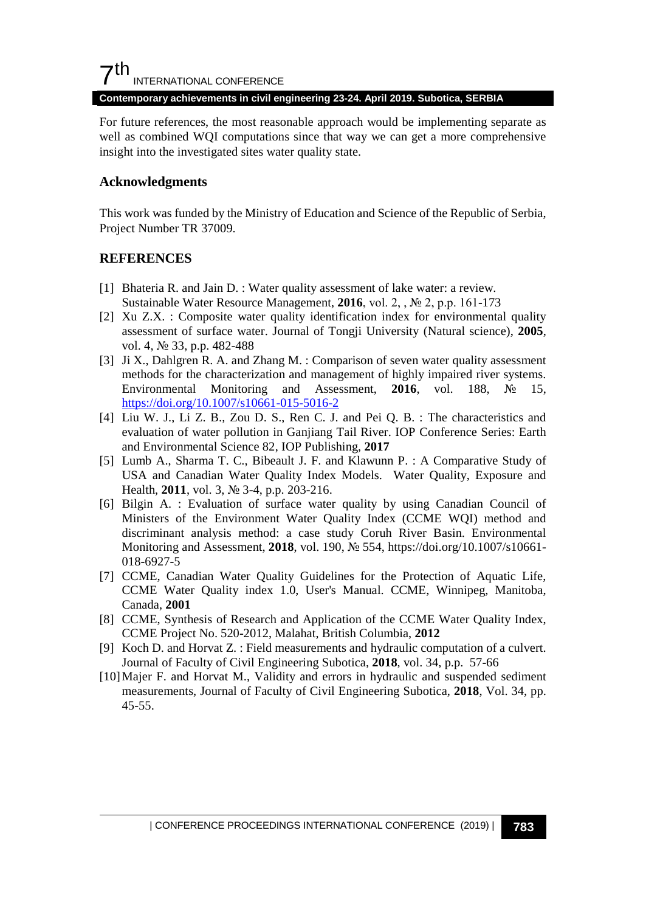For future references, the most reasonable approach would be implementing separate as well as combined WQI computations since that way we can get a more comprehensive insight into the investigated sites water quality state.

### Acknowledgments

This work was funded by the Ministry of Education and Science of the Republic of Serbia, Project Number TR 37009.

### REFERENCES

[1] Bhateria R. and Jain D. : Water quality assessment of lake water: a review. Sustainable Water Resource Management, **2016**, vol. 2, , № 2, p.p. 161-173

[2] Xu Z.X. : Composite water quality identification index for environmental quality assessment of surface water. Journal of Tongji University (Natural science), **2005**, vol. 4, № 33, p.p. 482-488

[3] Ji X., Dahlgren R. A. and Zhang M. : Comparison of seven water quality assessment methods for the characterization and management of highly impaired river systems. Environmental Monitoring and Assessment, **2016**, vol. 188, № 15, https://doi.org/10.1007/s10661-015-5016-2

[4] Liu W. J., Li Z. B., Zou D. S., Ren C. J. and Pei Q. B. : The characteristics and evaluation of water pollution in Ganjiang Tail River. IOP Conference Series: Earth and Environmental Science 82, IOP Publishing, **2017**

[5] Lumb A., Sharma T. C., Bibeault J. F. and Klawunn P. : A Comparative Study of USA and Canadian Water Quality Index Models. Water Quality, Exposure and Health, **2011**, vol. 3, № 3-4, p.p. 203-216.

[6] Bilgin A. : Evaluation of surface water quality by using Canadian Council of Ministers of the Environment Water Quality Index (CCME WQI) method and discriminant analysis method: a case study Coruh River Basin. Environmental Monitoring and Assessment, **2018**, vol. 190, № 554, https://doi.org/10.1007/s10661-018-6927-5

[7] CCME, Canadian Water Quality Guidelines for the Protection of Aquatic Life, CCME Water Quality index 1.0, User's Manual. CCME, Winnipeg, Manitoba, Canada, **2001**

[8] CCME, Synthesis of Research and Application of the CCME Water Quality Index, CCME Project No. 520-2012, Malahat, British Columbia, **2012**

[9] Koch D. and Horvat Z. : Field measurements and hydraulic computation of a culvert. Journal of Faculty of Civil Engineering Subotica, **2018**, vol. 34, p.p. 57-66

[10] Majer F. and Horvat M., Validity and errors in hydraulic and suspended sediment measurements, Journal of Faculty of Civil Engineering Subotica, **2018**, Vol. 34, pp. 45-55.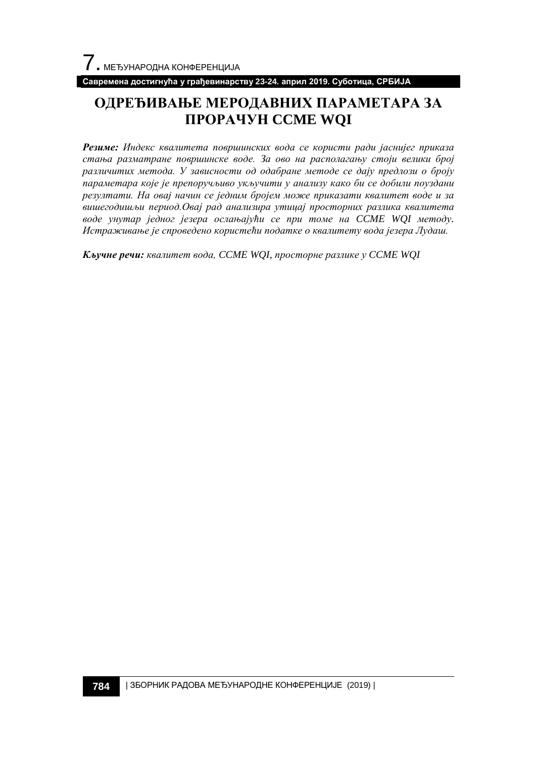# ОДРЕЂИВАЊЕ МЕРОДАВНИХ ПАРАМЕТАРА ЗА ПРОРАЧУН CCME WQI

***Резиме:*** *Индекс квалитета површинских вода се користи ради јаснијег приказа стања разматране површинске воде. За ово на располагању стоји велики број различитих метода. У зависности од одабране методе се дају предлози о броју параметара које је препоручљиво укључити у анализу како би се добили поуздани резултати. На овај начин се једним бројем може приказати квалитет воде и за вишегодишњи период.Овај рад анализира утицај просторних разлика квалитета воде унутар једног језера ослањајући се при томе на CCME WQI методу. Истраживање је спроведено користећи податке о квалитету вода језера Лудаш.*

***Кључне речи:*** *квалитет вода, CCME WQI, просторне разлике у CCME WQI*